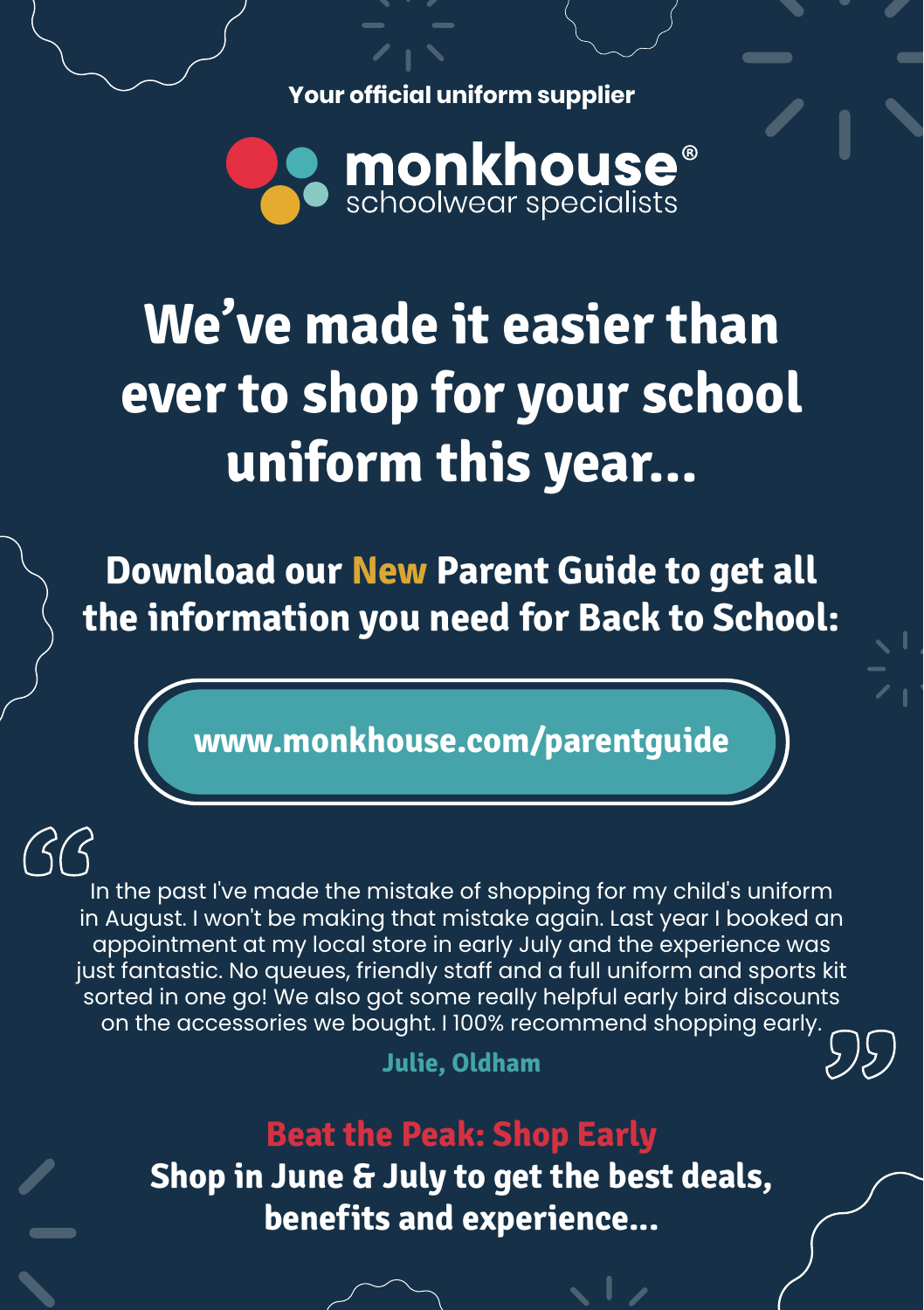Your official uniform supplier

**monkhouse®**
schoolwear specialists

# We've made it easier than ever to shop for your school uniform this year...

## Download our New Parent Guide to get all the information you need for Back to School:

**www.monkhouse.com/parentguide**

> In the past I've made the mistake of shopping for my child's uniform in August. I won't be making that mistake again. Last year I booked an appointment at my local store in early July and the experience was just fantastic. No queues, friendly staff and a full uniform and sports kit sorted in one go! We also got some really helpful early bird discounts on the accessories we bought. I 100% recommend shopping early.
>
> **Julie, Oldham**

## Beat the Peak: Shop Early

**Shop in June & July to get the best deals, benefits and experience...**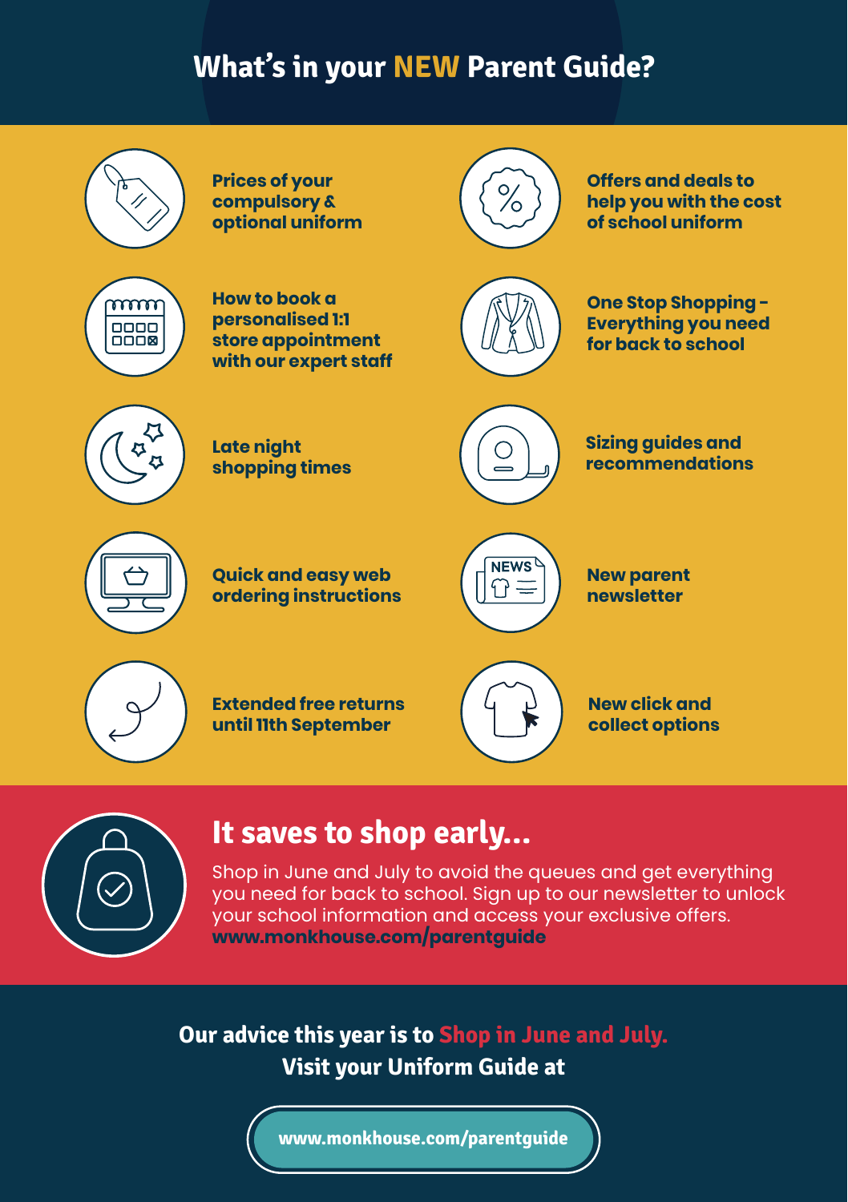# What's in your NEW Parent Guide?

- Prices of your compulsory & optional uniform
- Offers and deals to help you with the cost of school uniform
- How to book a personalised 1:1 store appointment with our expert staff
- One Stop Shopping - Everything you need for back to school
- Late night shopping times
- Sizing guides and recommendations
- Quick and easy web ordering instructions
- New parent newsletter
- Extended free returns until 11th September
- New click and collect options

## It saves to shop early...

Shop in June and July to avoid the queues and get everything you need for back to school. Sign up to our newsletter to unlock your school information and access your exclusive offers.
**www.monkhouse.com/parentguide**

**Our advice this year is to Shop in June and July.**
**Visit your Uniform Guide at**

**www.monkhouse.com/parentguide**